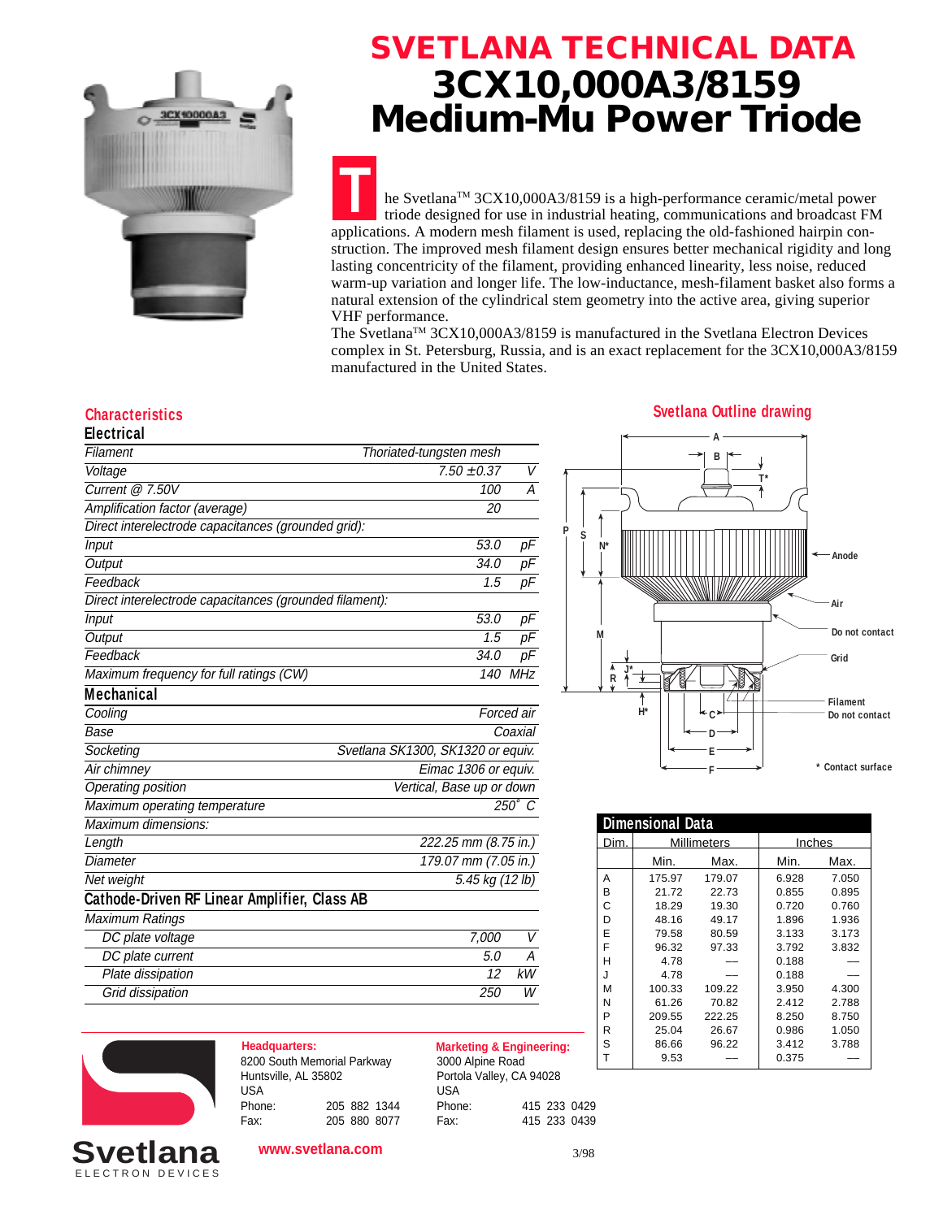# SVETLANA TECHNICAL DATA

# 3CX10,000A3/8159 Medium-Mu Power Triode

The Svetlana™ 3CX10,000A3/8159 is a high-performance ceramic/metal power triode designed for use in industrial heating, communications and broadcast FM applications. A modern mesh filament is used, replacing the old-fashioned hairpin construction. The improved mesh filament design ensures better mechanical rigidity and long lasting concentricity of the filament, providing enhanced linearity, less noise, reduced warm-up variation and longer life. The low-inductance, mesh-filament basket also forms a natural extension of the cylindrical stem geometry into the active area, giving superior VHF performance.

The Svetlana™ 3CX10,000A3/8159 is manufactured in the Svetlana Electron Devices complex in St. Petersburg, Russia, and is an exact replacement for the 3CX10,000A3/8159 manufactured in the United States.

## Characteristics

### Electrical

| | | |
|---|---|---|
| *Filament* | *Thoriated-tungsten mesh* | |
| *Voltage* | *7.50 ±0.37* | *V* |
| *Current @ 7.50V* | *100* | *A* |
| *Amplification factor (average)* | *20* | |
| *Direct interelectrode capacitances (grounded grid):* | | |
| *Input* | *53.0* | *pF* |
| *Output* | *34.0* | *pF* |
| *Feedback* | *1.5* | *pF* |
| *Direct interelectrode capacitances (grounded filament):* | | |
| *Input* | *53.0* | *pF* |
| *Output* | *1.5* | *pF* |
| *Feedback* | *34.0* | *pF* |
| *Maximum frequency for full ratings (CW)* | *140* | *MHz* |

### Mechanical

| | |
|---|---|
| *Cooling* | *Forced air* |
| *Base* | *Coaxial* |
| *Socketing* | *Svetlana SK1300, SK1320 or equiv.* |
| *Air chimney* | *Eimac 1306 or equiv.* |
| *Operating position* | *Vertical, Base up or down* |
| *Maximum operating temperature* | *250° C* |
| *Maximum dimensions:* | |
| *Length* | *222.25 mm (8.75 in.)* |
| *Diameter* | *179.07 mm (7.05 in.)* |
| *Net weight* | *5.45 kg (12 lb)* |

### Cathode-Driven RF Linear Amplifier, Class AB

| | | |
|---|---|---|
| *Maximum Ratings* | | |
| *DC plate voltage* | *7,000* | *V* |
| *DC plate current* | *5.0* | *A* |
| *Plate dissipation* | *12* | *kW* |
| *Grid dissipation* | *250* | *W* |

## Svetlana Outline drawing

Anode — Air — Do not contact — Grid — Filament Do not contact

\* Contact surface

### Dimensional Data

| Dim. | Millimeters | | Inches | |
|---|---|---|---|---|
| | Min. | Max. | Min. | Max. |
| A | 175.97 | 179.07 | 6.928 | 7.050 |
| B | 21.72 | 22.73 | 0.855 | 0.895 |
| C | 18.29 | 19.30 | 0.720 | 0.760 |
| D | 48.16 | 49.17 | 1.896 | 1.936 |
| E | 79.58 | 80.59 | 3.133 | 3.173 |
| F | 96.32 | 97.33 | 3.792 | 3.832 |
| H | 4.78 | — | 0.188 | — |
| J | 4.78 | — | 0.188 | — |
| M | 100.33 | 109.22 | 3.950 | 4.300 |
| N | 61.26 | 70.82 | 2.412 | 2.788 |
| P | 209.55 | 222.25 | 8.250 | 8.750 |
| R | 25.04 | 26.67 | 0.986 | 1.050 |
| S | 86.66 | 96.22 | 3.412 | 3.788 |
| T | 9.53 | — | 0.375 | — |

**Headquarters:**
8200 South Memorial Parkway
Huntsville, AL 35802
USA
Phone: 205 882 1344
Fax: 205 880 8077

**Marketing & Engineering:**
3000 Alpine Road
Portola Valley, CA 94028
USA
Phone: 415 233 0429
Fax: 415 233 0439

Svetlana ELECTRON DEVICES

www.svetlana.com

3/98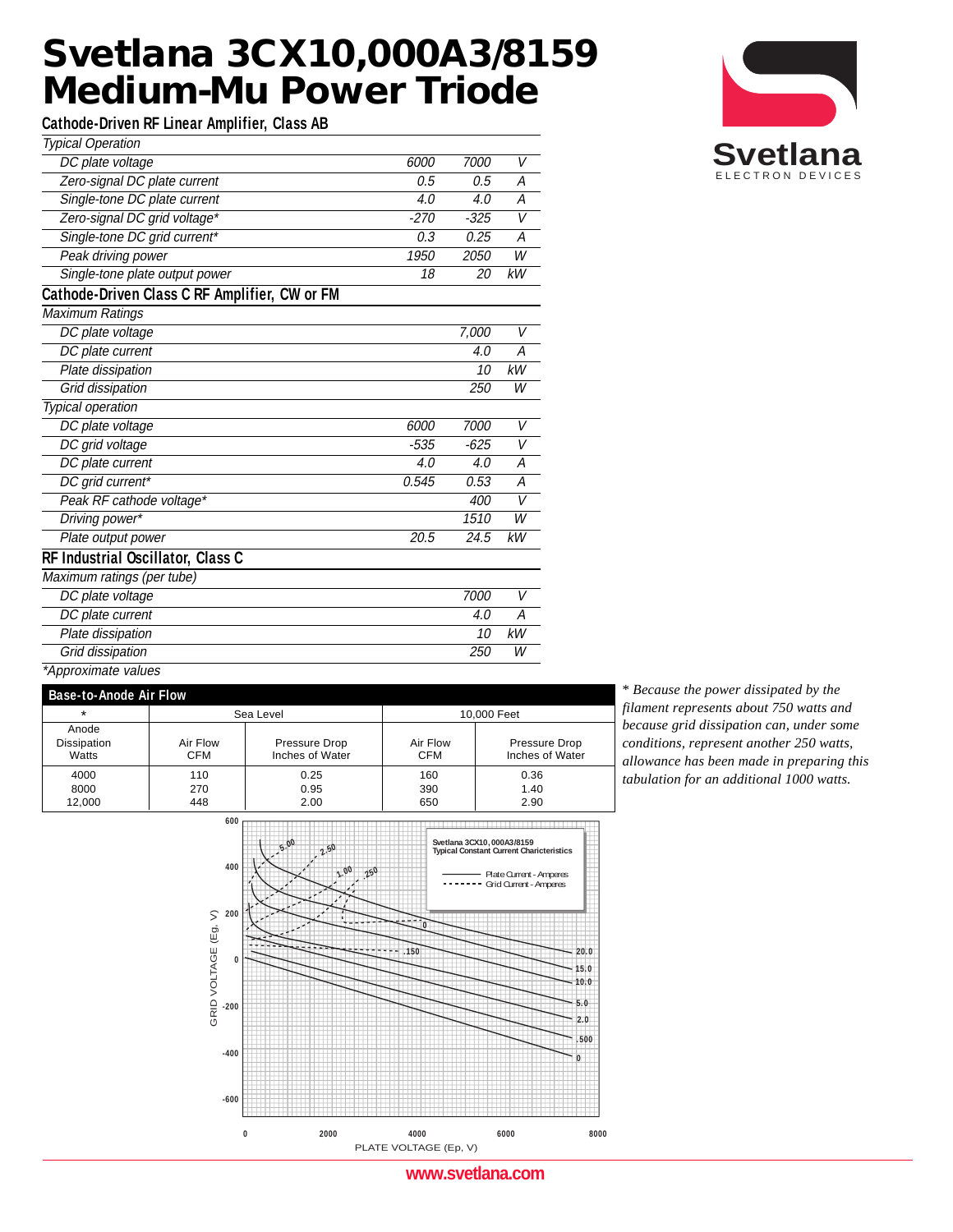# Svetlana 3CX10,000A3/8159 Medium-Mu Power Triode

### Cathode-Driven RF Linear Amplifier, Class AB

| Typical Operation | | | |
|---|---|---|---|
| DC plate voltage | 6000 | 7000 | V |
| Zero-signal DC plate current | 0.5 | 0.5 | A |
| Single-tone DC plate current | 4.0 | 4.0 | A |
| Zero-signal DC grid voltage* | -270 | -325 | V |
| Single-tone DC grid current* | 0.3 | 0.25 | A |
| Peak driving power | 1950 | 2050 | W |
| Single-tone plate output power | 18 | 20 | kW |

### Cathode-Driven Class C RF Amplifier, CW or FM

| Maximum Ratings | | | |
|---|---|---|---|
| DC plate voltage | | 7,000 | V |
| DC plate current | | 4.0 | A |
| Plate dissipation | | 10 | kW |
| Grid dissipation | | 250 | W |
| *Typical operation* | | | |
| DC plate voltage | 6000 | 7000 | V |
| DC grid voltage | -535 | -625 | V |
| DC plate current | 4.0 | 4.0 | A |
| DC grid current* | 0.545 | 0.53 | A |
| Peak RF cathode voltage* | | 400 | V |
| Driving power* | | 1510 | W |
| Plate output power | 20.5 | 24.5 | kW |

### RF Industrial Oscillator, Class C

| Maximum ratings (per tube) | | | |
|---|---|---|---|
| DC plate voltage | | 7000 | V |
| DC plate current | | 4.0 | A |
| Plate dissipation | | 10 | kW |
| Grid dissipation | | 250 | W |

*Approximate values

### Base-to-Anode Air Flow

| * | Sea Level | | 10,000 Feet | |
|---|---|---|---|---|
| Anode Dissipation Watts | Air Flow CFM | Pressure Drop Inches of Water | Air Flow CFM | Pressure Drop Inches of Water |
| 4000 | 110 | 0.25 | 160 | 0.36 |
| 8000 | 270 | 0.95 | 390 | 1.40 |
| 12,000 | 448 | 2.00 | 650 | 2.90 |

*\* Because the power dissipated by the filament represents about 750 watts and because grid dissipation can, under some conditions, represent another 250 watts, allowance has been made in preparing this tabulation for an additional 1000 watts.*

Svetlana 3CX10, 000A3/8159
Typical Constant Current Charicteristics
Plate Current - Amperes
Grid Current - Amperes

GRID VOLTAGE (Eg, V)
600
400
200
0
-200
-400
-600

PLATE VOLTAGE (Ep, V)
0
2000
4000
6000
8000

5.00
2.50
1.00
.250
0
.150
20.0
15.0
10.0
5.0
2.0
.500
0

www.svetlana.com